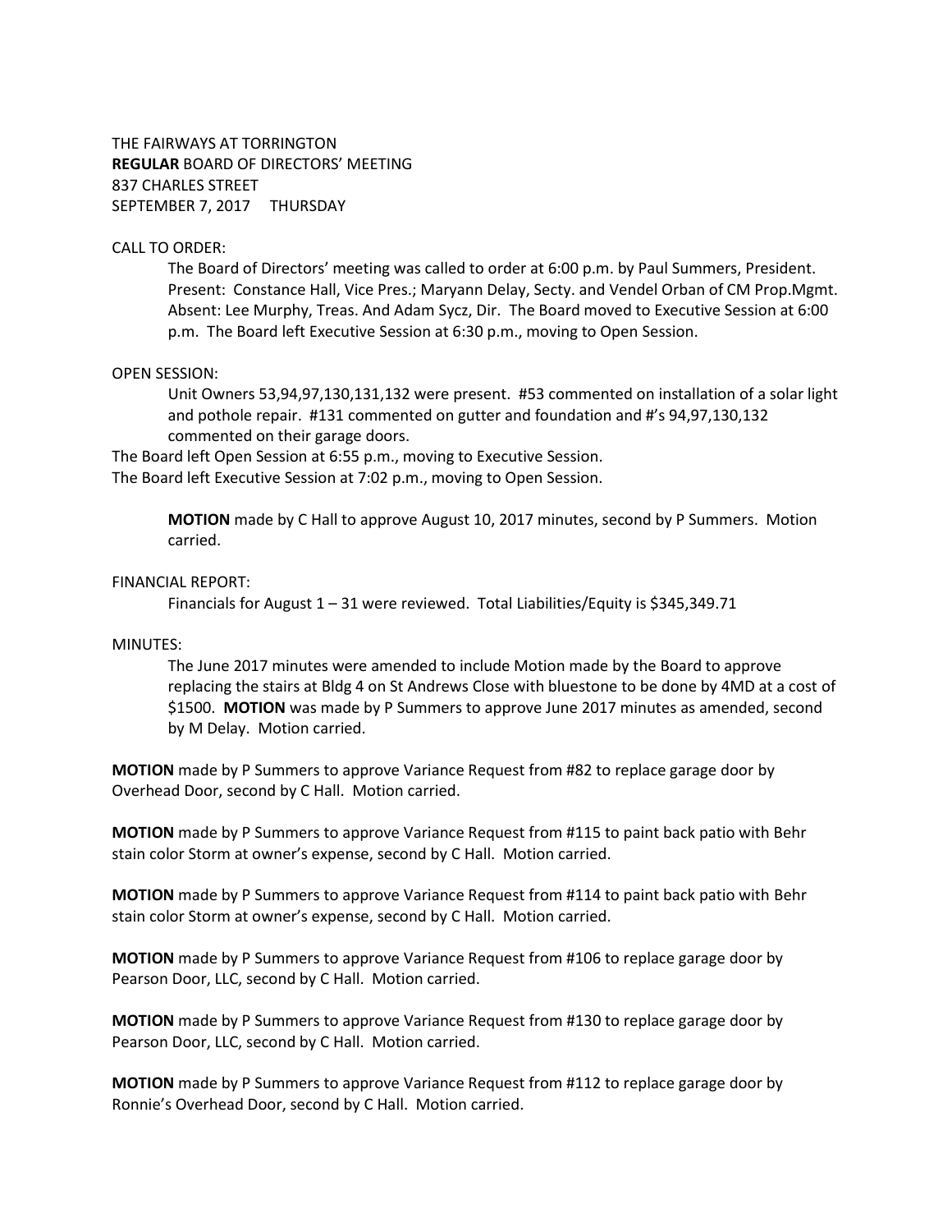THE FAIRWAYS AT TORRINGTON
**REGULAR** BOARD OF DIRECTORS' MEETING
837 CHARLES STREET
SEPTEMBER 7, 2017 THURSDAY

CALL TO ORDER:

The Board of Directors' meeting was called to order at 6:00 p.m. by Paul Summers, President. Present: Constance Hall, Vice Pres.; Maryann Delay, Secty. and Vendel Orban of CM Prop.Mgmt. Absent: Lee Murphy, Treas. And Adam Sycz, Dir. The Board moved to Executive Session at 6:00 p.m. The Board left Executive Session at 6:30 p.m., moving to Open Session.

OPEN SESSION:

Unit Owners 53,94,97,130,131,132 were present. #53 commented on installation of a solar light and pothole repair. #131 commented on gutter and foundation and #'s 94,97,130,132 commented on their garage doors.

The Board left Open Session at 6:55 p.m., moving to Executive Session.
The Board left Executive Session at 7:02 p.m., moving to Open Session.

**MOTION** made by C Hall to approve August 10, 2017 minutes, second by P Summers. Motion carried.

FINANCIAL REPORT:

Financials for August 1 – 31 were reviewed. Total Liabilities/Equity is $345,349.71

MINUTES:

The June 2017 minutes were amended to include Motion made by the Board to approve replacing the stairs at Bldg 4 on St Andrews Close with bluestone to be done by 4MD at a cost of $1500. **MOTION** was made by P Summers to approve June 2017 minutes as amended, second by M Delay. Motion carried.

**MOTION** made by P Summers to approve Variance Request from #82 to replace garage door by Overhead Door, second by C Hall. Motion carried.

**MOTION** made by P Summers to approve Variance Request from #115 to paint back patio with Behr stain color Storm at owner's expense, second by C Hall. Motion carried.

**MOTION** made by P Summers to approve Variance Request from #114 to paint back patio with Behr stain color Storm at owner's expense, second by C Hall. Motion carried.

**MOTION** made by P Summers to approve Variance Request from #106 to replace garage door by Pearson Door, LLC, second by C Hall. Motion carried.

**MOTION** made by P Summers to approve Variance Request from #130 to replace garage door by Pearson Door, LLC, second by C Hall. Motion carried.

**MOTION** made by P Summers to approve Variance Request from #112 to replace garage door by Ronnie's Overhead Door, second by C Hall. Motion carried.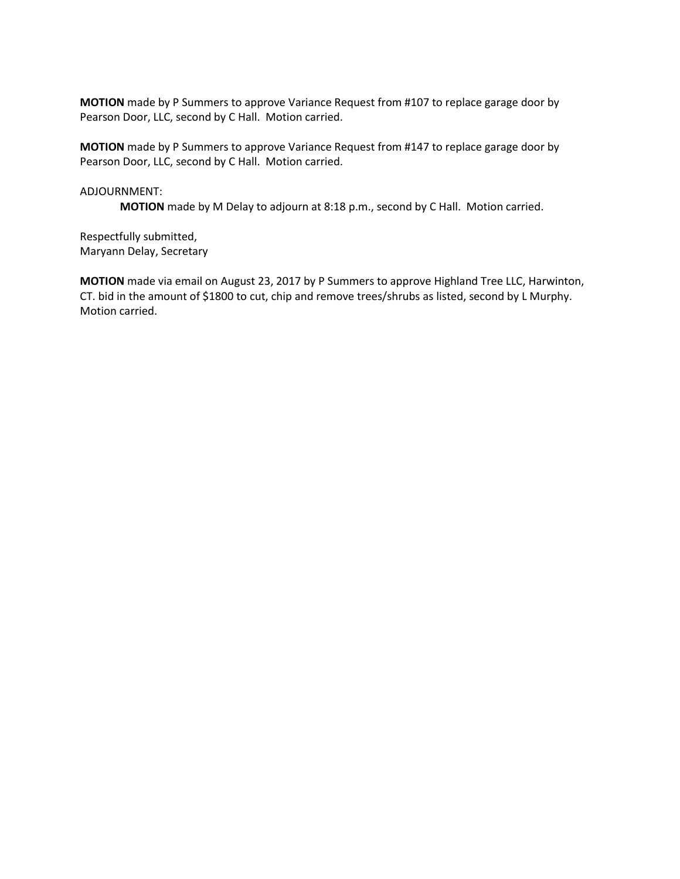**MOTION** made by P Summers to approve Variance Request from #107 to replace garage door by Pearson Door, LLC, second by C Hall. Motion carried.

**MOTION** made by P Summers to approve Variance Request from #147 to replace garage door by Pearson Door, LLC, second by C Hall. Motion carried.

ADJOURNMENT:

**MOTION** made by M Delay to adjourn at 8:18 p.m., second by C Hall. Motion carried.

Respectfully submitted,
Maryann Delay, Secretary

**MOTION** made via email on August 23, 2017 by P Summers to approve Highland Tree LLC, Harwinton, CT. bid in the amount of $1800 to cut, chip and remove trees/shrubs as listed, second by L Murphy. Motion carried.